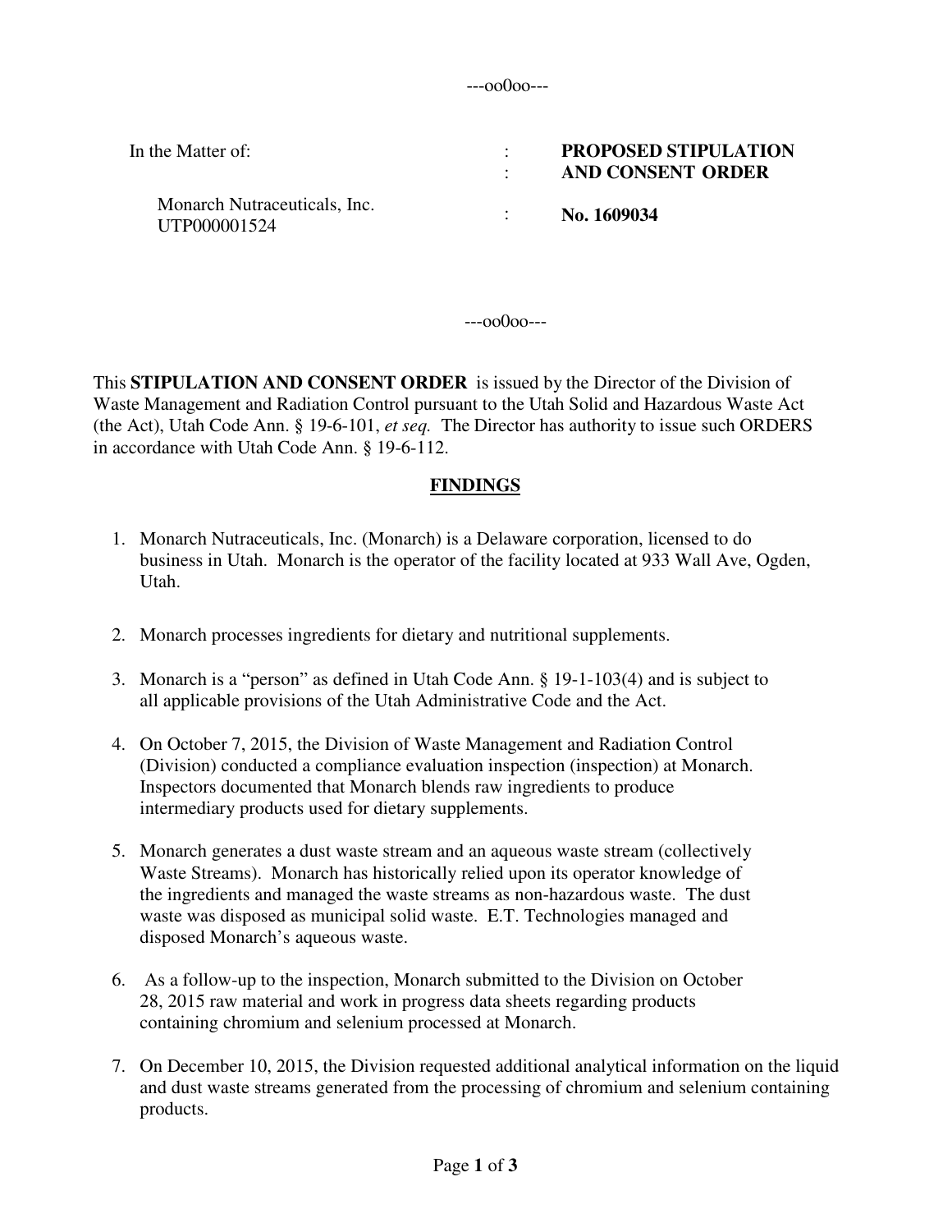---oo0oo---

| In the Matter of: | : | **PROPOSED STIPULATION AND CONSENT ORDER** |
|---|---|---|
| Monarch Nutraceuticals, Inc. UTP000001524 | : | **No. 1609034** |

---oo0oo---

This **STIPULATION AND CONSENT ORDER** is issued by the Director of the Division of Waste Management and Radiation Control pursuant to the Utah Solid and Hazardous Waste Act (the Act), Utah Code Ann. § 19-6-101, *et seq.* The Director has authority to issue such ORDERS in accordance with Utah Code Ann. § 19-6-112.

## FINDINGS

1. Monarch Nutraceuticals, Inc. (Monarch) is a Delaware corporation, licensed to do business in Utah. Monarch is the operator of the facility located at 933 Wall Ave, Ogden, Utah.

2. Monarch processes ingredients for dietary and nutritional supplements.

3. Monarch is a "person" as defined in Utah Code Ann. § 19-1-103(4) and is subject to all applicable provisions of the Utah Administrative Code and the Act.

4. On October 7, 2015, the Division of Waste Management and Radiation Control (Division) conducted a compliance evaluation inspection (inspection) at Monarch. Inspectors documented that Monarch blends raw ingredients to produce intermediary products used for dietary supplements.

5. Monarch generates a dust waste stream and an aqueous waste stream (collectively Waste Streams). Monarch has historically relied upon its operator knowledge of the ingredients and managed the waste streams as non-hazardous waste. The dust waste was disposed as municipal solid waste. E.T. Technologies managed and disposed Monarch's aqueous waste.

6. As a follow-up to the inspection, Monarch submitted to the Division on October 28, 2015 raw material and work in progress data sheets regarding products containing chromium and selenium processed at Monarch.

7. On December 10, 2015, the Division requested additional analytical information on the liquid and dust waste streams generated from the processing of chromium and selenium containing products.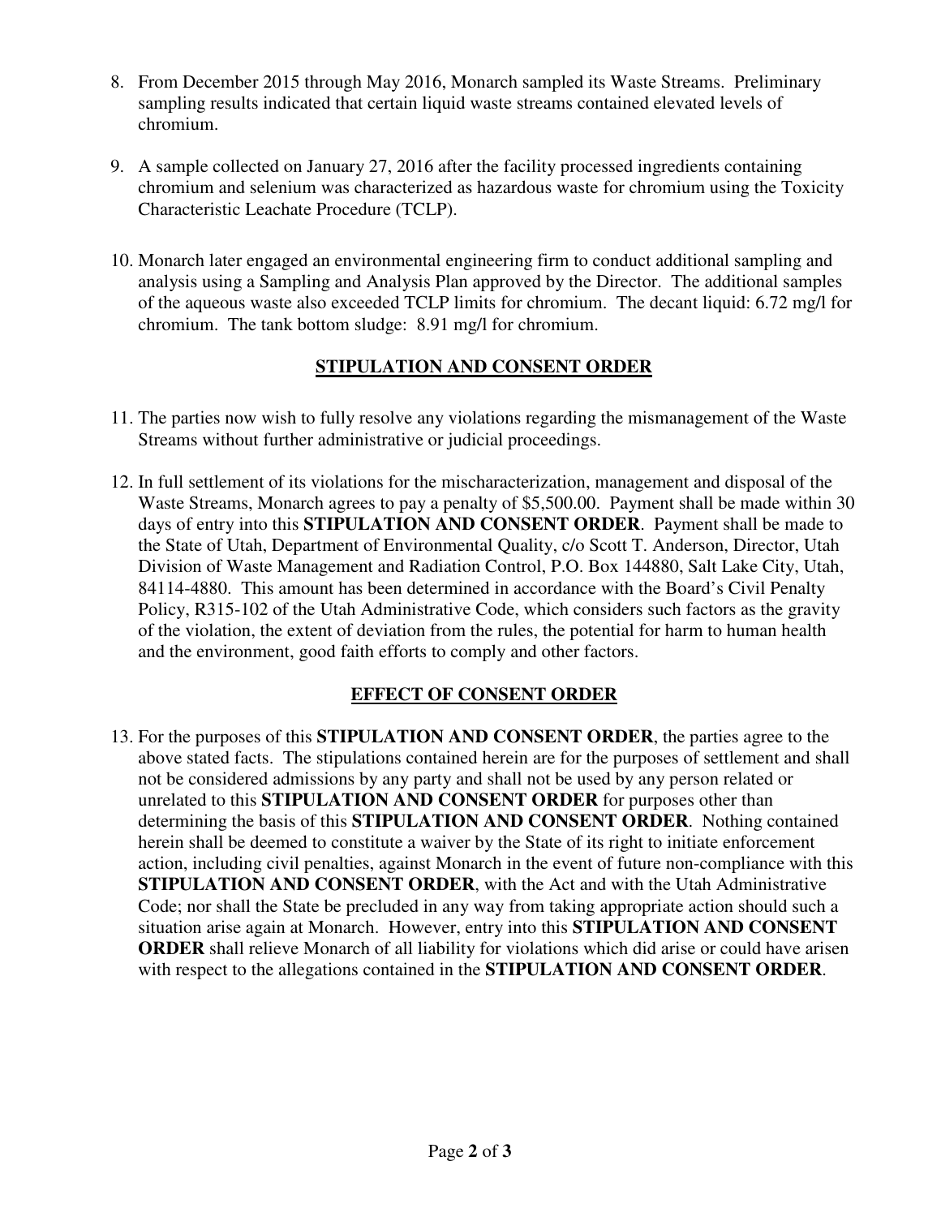8. From December 2015 through May 2016, Monarch sampled its Waste Streams. Preliminary sampling results indicated that certain liquid waste streams contained elevated levels of chromium.

9. A sample collected on January 27, 2016 after the facility processed ingredients containing chromium and selenium was characterized as hazardous waste for chromium using the Toxicity Characteristic Leachate Procedure (TCLP).

10. Monarch later engaged an environmental engineering firm to conduct additional sampling and analysis using a Sampling and Analysis Plan approved by the Director. The additional samples of the aqueous waste also exceeded TCLP limits for chromium. The decant liquid: 6.72 mg/l for chromium. The tank bottom sludge: 8.91 mg/l for chromium.

## STIPULATION AND CONSENT ORDER

11. The parties now wish to fully resolve any violations regarding the mismanagement of the Waste Streams without further administrative or judicial proceedings.

12. In full settlement of its violations for the mischaracterization, management and disposal of the Waste Streams, Monarch agrees to pay a penalty of $5,500.00. Payment shall be made within 30 days of entry into this **STIPULATION AND CONSENT ORDER**. Payment shall be made to the State of Utah, Department of Environmental Quality, c/o Scott T. Anderson, Director, Utah Division of Waste Management and Radiation Control, P.O. Box 144880, Salt Lake City, Utah, 84114-4880. This amount has been determined in accordance with the Board's Civil Penalty Policy, R315-102 of the Utah Administrative Code, which considers such factors as the gravity of the violation, the extent of deviation from the rules, the potential for harm to human health and the environment, good faith efforts to comply and other factors.

## EFFECT OF CONSENT ORDER

13. For the purposes of this **STIPULATION AND CONSENT ORDER**, the parties agree to the above stated facts. The stipulations contained herein are for the purposes of settlement and shall not be considered admissions by any party and shall not be used by any person related or unrelated to this **STIPULATION AND CONSENT ORDER** for purposes other than determining the basis of this **STIPULATION AND CONSENT ORDER**. Nothing contained herein shall be deemed to constitute a waiver by the State of its right to initiate enforcement action, including civil penalties, against Monarch in the event of future non-compliance with this **STIPULATION AND CONSENT ORDER**, with the Act and with the Utah Administrative Code; nor shall the State be precluded in any way from taking appropriate action should such a situation arise again at Monarch. However, entry into this **STIPULATION AND CONSENT ORDER** shall relieve Monarch of all liability for violations which did arise or could have arisen with respect to the allegations contained in the **STIPULATION AND CONSENT ORDER**.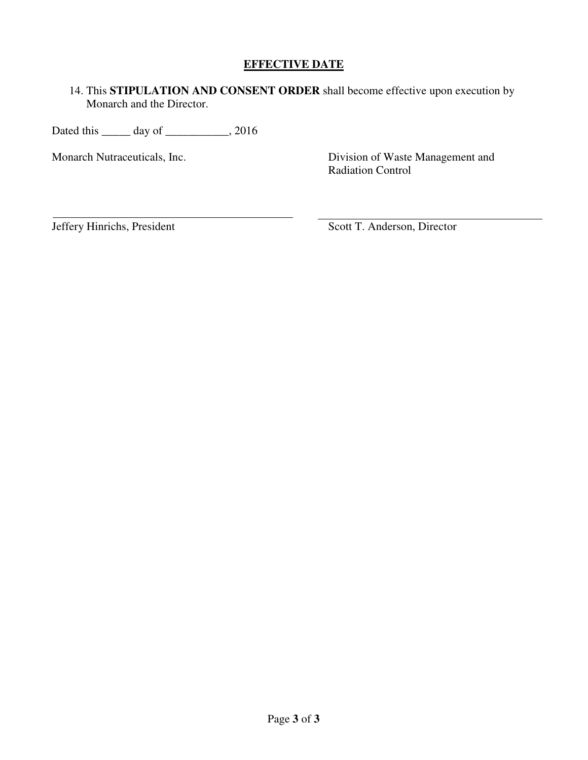## EFFECTIVE DATE

14. This **STIPULATION AND CONSENT ORDER** shall become effective upon execution by Monarch and the Director.

Dated this _____ day of ___________, 2016

| Monarch Nutraceuticals, Inc. | Division of Waste Management and Radiation Control |
| --- | --- |
| ______________________________ | ______________________________ |
| Jeffery Hinrichs, President | Scott T. Anderson, Director |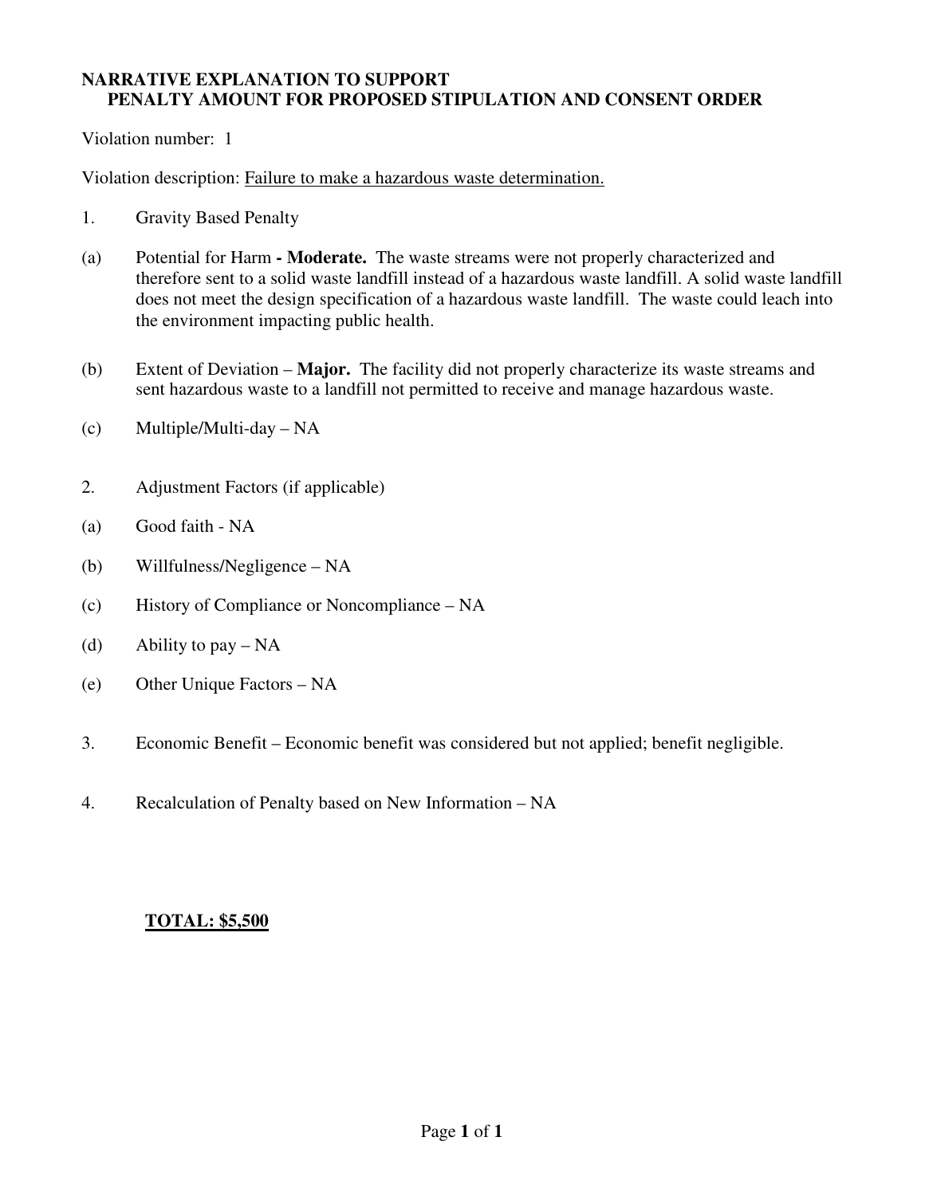**NARRATIVE EXPLANATION TO SUPPORT**
**PENALTY AMOUNT FOR PROPOSED STIPULATION AND CONSENT ORDER**

Violation number: 1

Violation description: Failure to make a hazardous waste determination.

1. Gravity Based Penalty

(a) Potential for Harm **- Moderate.** The waste streams were not properly characterized and therefore sent to a solid waste landfill instead of a hazardous waste landfill. A solid waste landfill does not meet the design specification of a hazardous waste landfill. The waste could leach into the environment impacting public health.

(b) Extent of Deviation – **Major.** The facility did not properly characterize its waste streams and sent hazardous waste to a landfill not permitted to receive and manage hazardous waste.

(c) Multiple/Multi-day – NA

2. Adjustment Factors (if applicable)

(a) Good faith - NA

(b) Willfulness/Negligence – NA

(c) History of Compliance or Noncompliance – NA

(d) Ability to pay – NA

(e) Other Unique Factors – NA

3. Economic Benefit – Economic benefit was considered but not applied; benefit negligible.

4. Recalculation of Penalty based on New Information – NA

**TOTAL: $5,500**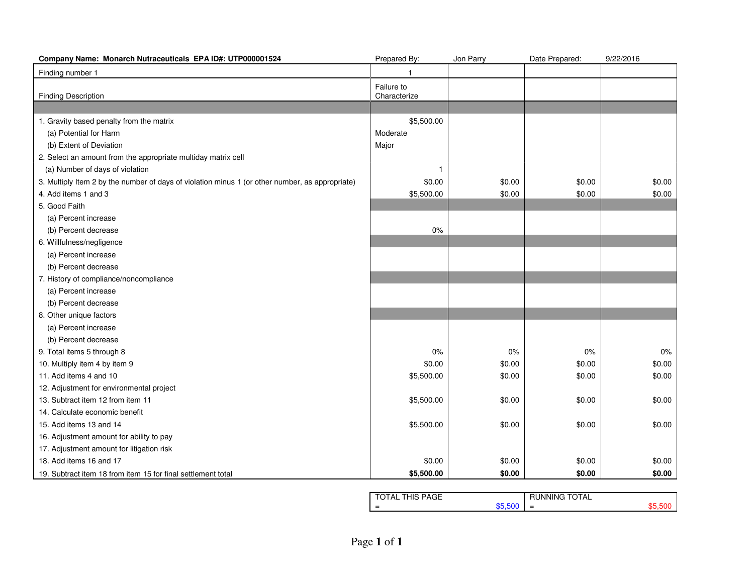| Company Name: Monarch Nutraceuticals EPA ID#: UTP000001524 | Prepared By: | Jon Parry | Date Prepared: | 9/22/2016 |
|---|---|---|---|---|
| Finding number 1 | 1 | | | |
| Finding Description | Failure to Characterize | | | |
| | | | | |
| 1. Gravity based penalty from the matrix | $5,500.00 | | | |
| (a) Potential for Harm | Moderate | | | |
| (b) Extent of Deviation | Major | | | |
| 2. Select an amount from the appropriate multiday matrix cell | | | | |
| (a) Number of days of violation | 1 | | | |
| 3. Multiply Item 2 by the number of days of violation minus 1 (or other number, as appropriate) | $0.00 | $0.00 | $0.00 | $0.00 |
| 4. Add items 1 and 3 | $5,500.00 | $0.00 | $0.00 | $0.00 |
| 5. Good Faith | | | | |
| (a) Percent increase | | | | |
| (b) Percent decrease | 0% | | | |
| 6. Willfulness/negligence | | | | |
| (a) Percent increase | | | | |
| (b) Percent decrease | | | | |
| 7. History of compliance/noncompliance | | | | |
| (a) Percent increase | | | | |
| (b) Percent decrease | | | | |
| 8. Other unique factors | | | | |
| (a) Percent increase | | | | |
| (b) Percent decrease | | | | |
| 9. Total items 5 through 8 | 0% | 0% | 0% | 0% |
| 10. Multiply item 4 by item 9 | $0.00 | $0.00 | $0.00 | $0.00 |
| 11. Add items 4 and 10 | $5,500.00 | $0.00 | $0.00 | $0.00 |
| 12. Adjustment for environmental project | | | | |
| 13. Subtract item 12 from item 11 | $5,500.00 | $0.00 | $0.00 | $0.00 |
| 14. Calculate economic benefit | | | | |
| 15. Add items 13 and 14 | $5,500.00 | $0.00 | $0.00 | $0.00 |
| 16. Adjustment amount for ability to pay | | | | |
| 17. Adjustment amount for litigation risk | | | | |
| 18. Add items 16 and 17 | $0.00 | $0.00 | $0.00 | $0.00 |
| 19. Subtract item 18 from item 15 for final settlement total | **$5,500.00** | **$0.00** | **$0.00** | **$0.00** |

| TOTAL THIS PAGE | RUNNING TOTAL |
|---|---|
| = $5,500 | = $5,500 |